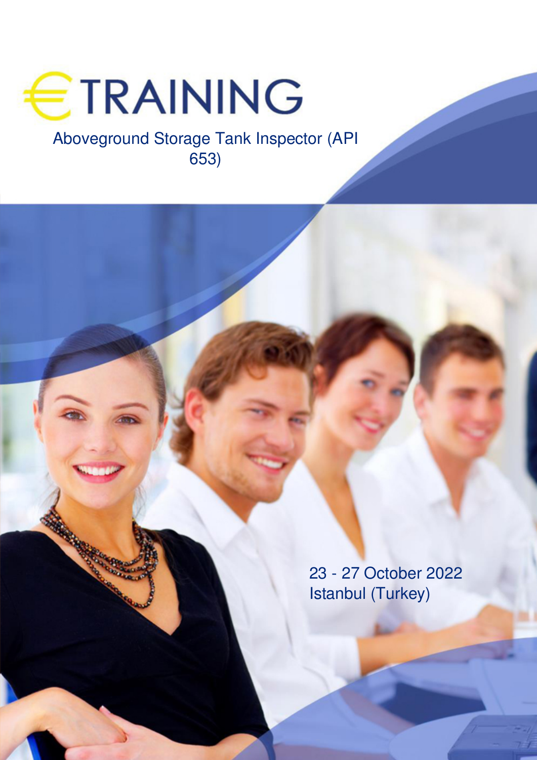# €TRAINING

## Aboveground Storage Tank Inspector (API 653)

23 - 27 October 2022
Istanbul (Turkey)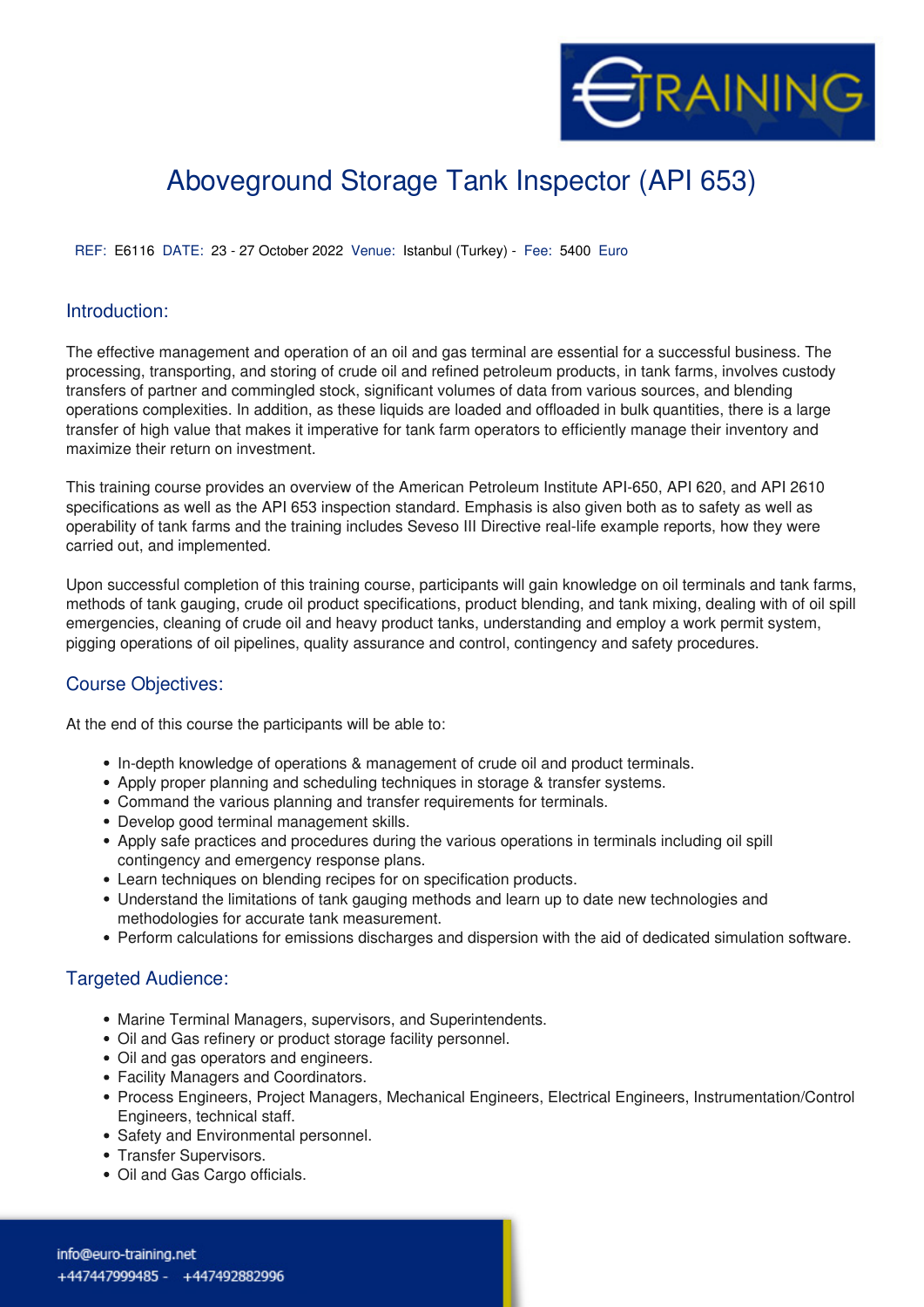# Aboveground Storage Tank Inspector (API 653)

REF: E6116 DATE: 23 - 27 October 2022 Venue: Istanbul (Turkey) - Fee: 5400 Euro

## Introduction:

The effective management and operation of an oil and gas terminal are essential for a successful business. The processing, transporting, and storing of crude oil and refined petroleum products, in tank farms, involves custody transfers of partner and commingled stock, significant volumes of data from various sources, and blending operations complexities. In addition, as these liquids are loaded and offloaded in bulk quantities, there is a large transfer of high value that makes it imperative for tank farm operators to efficiently manage their inventory and maximize their return on investment.

This training course provides an overview of the American Petroleum Institute API-650, API 620, and API 2610 specifications as well as the API 653 inspection standard. Emphasis is also given both as to safety as well as operability of tank farms and the training includes Seveso III Directive real-life example reports, how they were carried out, and implemented.

Upon successful completion of this training course, participants will gain knowledge on oil terminals and tank farms, methods of tank gauging, crude oil product specifications, product blending, and tank mixing, dealing with of oil spill emergencies, cleaning of crude oil and heavy product tanks, understanding and employ a work permit system, pigging operations of oil pipelines, quality assurance and control, contingency and safety procedures.

## Course Objectives:

At the end of this course the participants will be able to:

- In-depth knowledge of operations & management of crude oil and product terminals.
- Apply proper planning and scheduling techniques in storage & transfer systems.
- Command the various planning and transfer requirements for terminals.
- Develop good terminal management skills.
- Apply safe practices and procedures during the various operations in terminals including oil spill contingency and emergency response plans.
- Learn techniques on blending recipes for on specification products.
- Understand the limitations of tank gauging methods and learn up to date new technologies and methodologies for accurate tank measurement.
- Perform calculations for emissions discharges and dispersion with the aid of dedicated simulation software.

## Targeted Audience:

- Marine Terminal Managers, supervisors, and Superintendents.
- Oil and Gas refinery or product storage facility personnel.
- Oil and gas operators and engineers.
- Facility Managers and Coordinators.
- Process Engineers, Project Managers, Mechanical Engineers, Electrical Engineers, Instrumentation/Control Engineers, technical staff.
- Safety and Environmental personnel.
- Transfer Supervisors.
- Oil and Gas Cargo officials.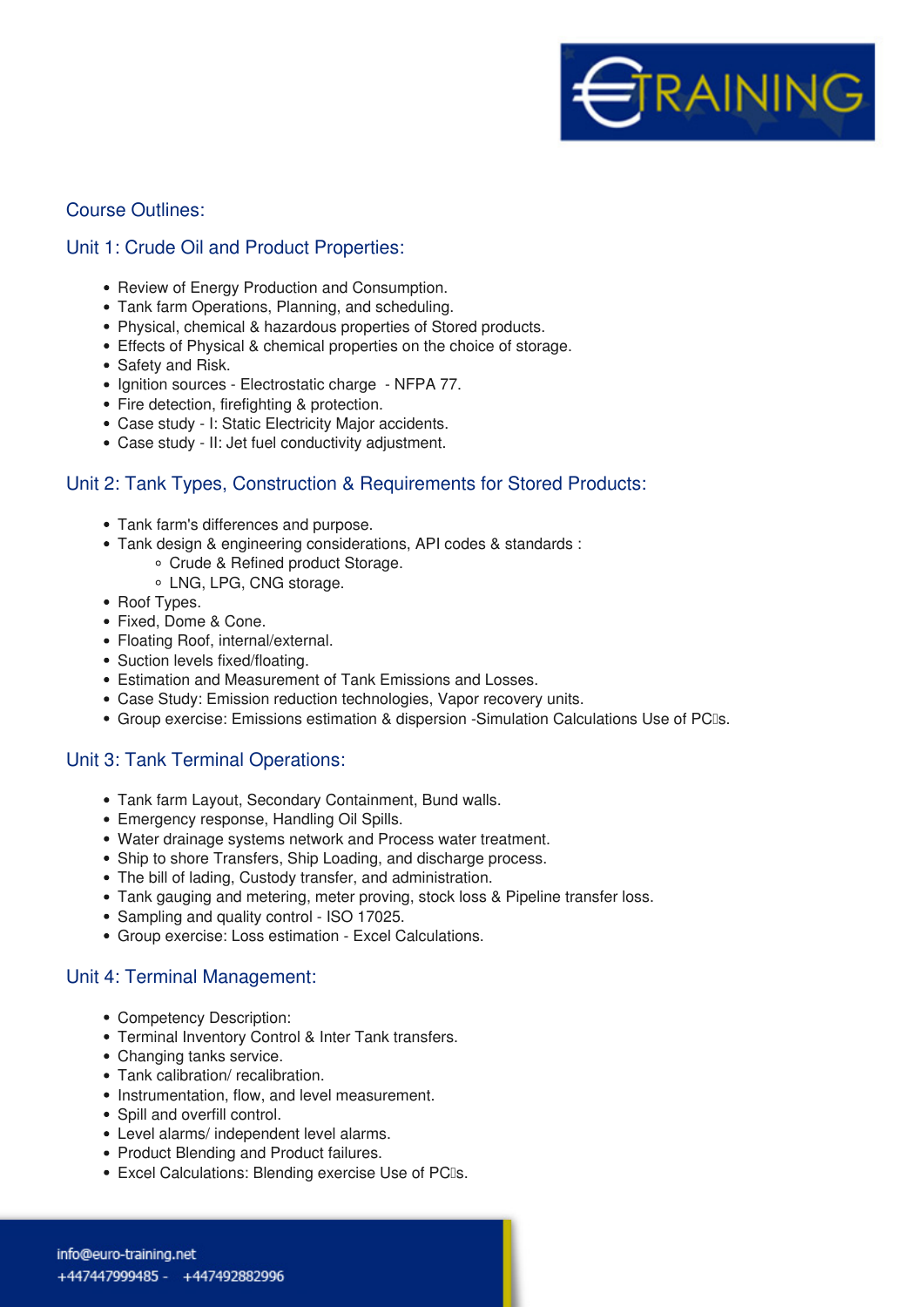## Course Outlines:

### Unit 1: Crude Oil and Product Properties:

- Review of Energy Production and Consumption.
- Tank farm Operations, Planning, and scheduling.
- Physical, chemical & hazardous properties of Stored products.
- Effects of Physical & chemical properties on the choice of storage.
- Safety and Risk.
- Ignition sources - Electrostatic charge - NFPA 77.
- Fire detection, firefighting & protection.
- Case study - I: Static Electricity Major accidents.
- Case study - II: Jet fuel conductivity adjustment.

### Unit 2: Tank Types, Construction & Requirements for Stored Products:

- Tank farm's differences and purpose.
- Tank design & engineering considerations, API codes & standards :
  - Crude & Refined product Storage.
  - LNG, LPG, CNG storage.
- Roof Types.
- Fixed, Dome & Cone.
- Floating Roof, internal/external.
- Suction levels fixed/floating.
- Estimation and Measurement of Tank Emissions and Losses.
- Case Study: Emission reduction technologies, Vapor recovery units.
- Group exercise: Emissions estimation & dispersion -Simulation Calculations Use of PC�s.

### Unit 3: Tank Terminal Operations:

- Tank farm Layout, Secondary Containment, Bund walls.
- Emergency response, Handling Oil Spills.
- Water drainage systems network and Process water treatment.
- Ship to shore Transfers, Ship Loading, and discharge process.
- The bill of lading, Custody transfer, and administration.
- Tank gauging and metering, meter proving, stock loss & Pipeline transfer loss.
- Sampling and quality control - ISO 17025.
- Group exercise: Loss estimation - Excel Calculations.

### Unit 4: Terminal Management:

- Competency Description:
- Terminal Inventory Control & Inter Tank transfers.
- Changing tanks service.
- Tank calibration/ recalibration.
- Instrumentation, flow, and level measurement.
- Spill and overfill control.
- Level alarms/ independent level alarms.
- Product Blending and Product failures.
- Excel Calculations: Blending exercise Use of PC�s.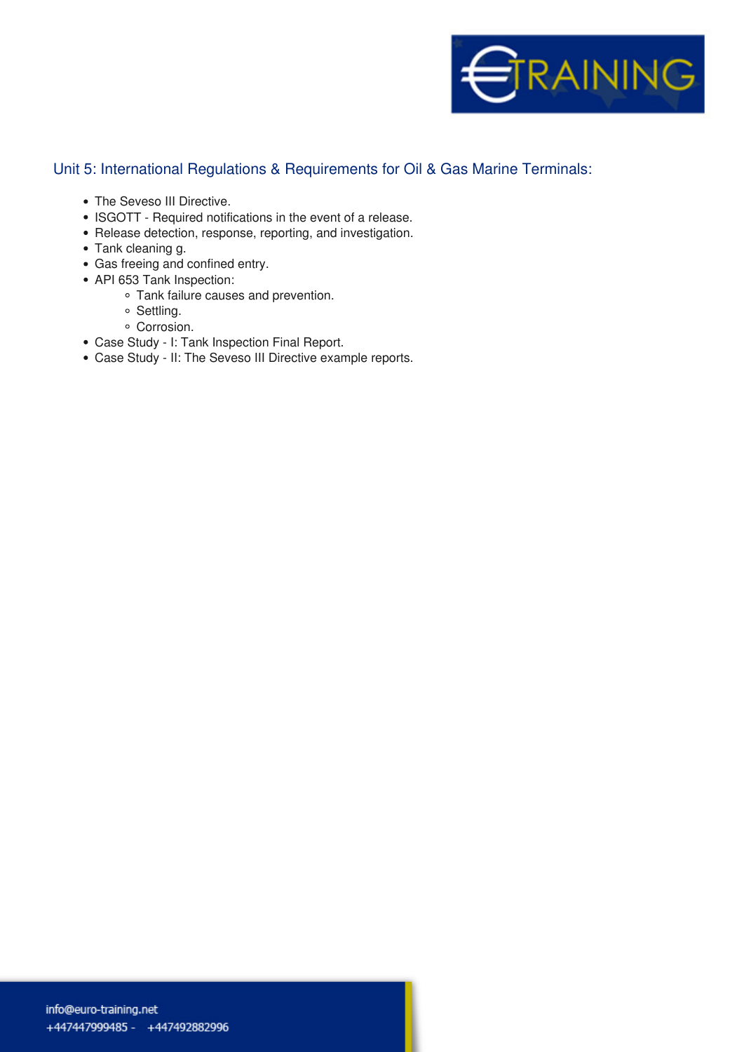## Unit 5: International Regulations & Requirements for Oil & Gas Marine Terminals:

- The Seveso III Directive.
- ISGOTT - Required notifications in the event of a release.
- Release detection, response, reporting, and investigation.
- Tank cleaning g.
- Gas freeing and confined entry.
- API 653 Tank Inspection:
  - Tank failure causes and prevention.
  - Settling.
  - Corrosion.
- Case Study - I: Tank Inspection Final Report.
- Case Study - II: The Seveso III Directive example reports.